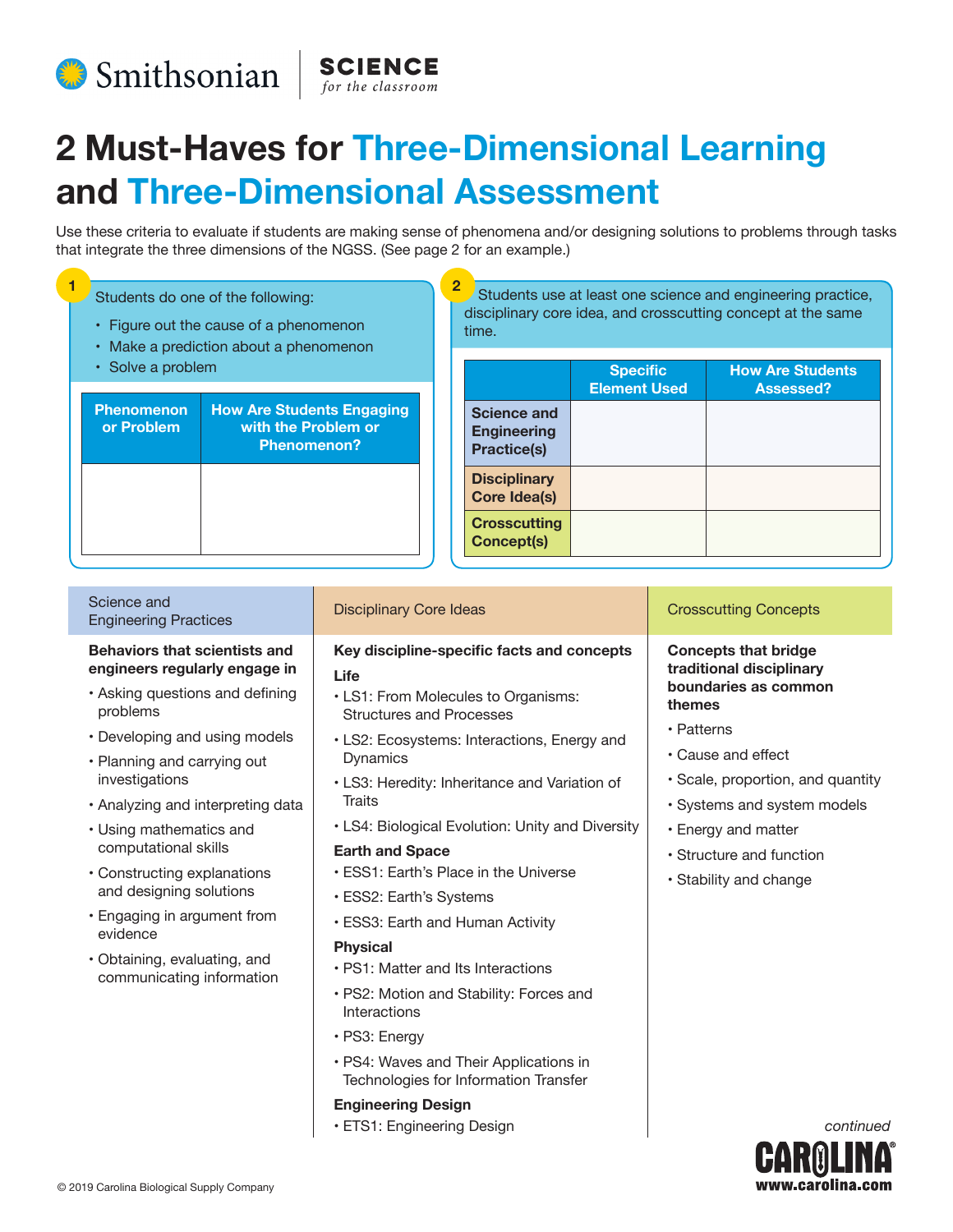Smithsonian | SCIENCE *for the classroom*

# 2 Must-Haves for Three-Dimensional Learning and Three-Dimensional Assessment

Use these criteria to evaluate if students are making sense of phenomena and/or designing solutions to problems through tasks that integrate the three dimensions of the NGSS. (See page 2 for an example.)

**1** Students do one of the following:

- Figure out the cause of a phenomenon
- Make a prediction about a phenomenon
- Solve a problem

| Phenomenon or Problem | How Are Students Engaging with the Problem or Phenomenon? |
|---|---|
| | |

**2** Students use at least one science and engineering practice, disciplinary core idea, and crosscutting concept at the same time.

| | Specific Element Used | How Are Students Assessed? |
|---|---|---|
| Science and Engineering Practice(s) | | |
| Disciplinary Core Idea(s) | | |
| Crosscutting Concept(s) | | |

## Science and Engineering Practices

**Behaviors that scientists and engineers regularly engage in**

- Asking questions and defining problems
- Developing and using models
- Planning and carrying out investigations
- Analyzing and interpreting data
- Using mathematics and computational skills
- Constructing explanations and designing solutions
- Engaging in argument from evidence
- Obtaining, evaluating, and communicating information

## Disciplinary Core Ideas

**Key discipline-specific facts and concepts**

**Life**

- LS1: From Molecules to Organisms: Structures and Processes
- LS2: Ecosystems: Interactions, Energy and Dynamics
- LS3: Heredity: Inheritance and Variation of Traits
- LS4: Biological Evolution: Unity and Diversity

**Earth and Space**

- ESS1: Earth's Place in the Universe
- ESS2: Earth's Systems
- ESS3: Earth and Human Activity

**Physical**

- PS1: Matter and Its Interactions
- PS2: Motion and Stability: Forces and Interactions
- PS3: Energy
- PS4: Waves and Their Applications in Technologies for Information Transfer

**Engineering Design**

- ETS1: Engineering Design

## Crosscutting Concepts

**Concepts that bridge traditional disciplinary boundaries as common themes**

- Patterns
- Cause and effect
- Scale, proportion, and quantity
- Systems and system models
- Energy and matter
- Structure and function
- Stability and change

*continued*

CAROLINA® www.carolina.com

© 2019 Carolina Biological Supply Company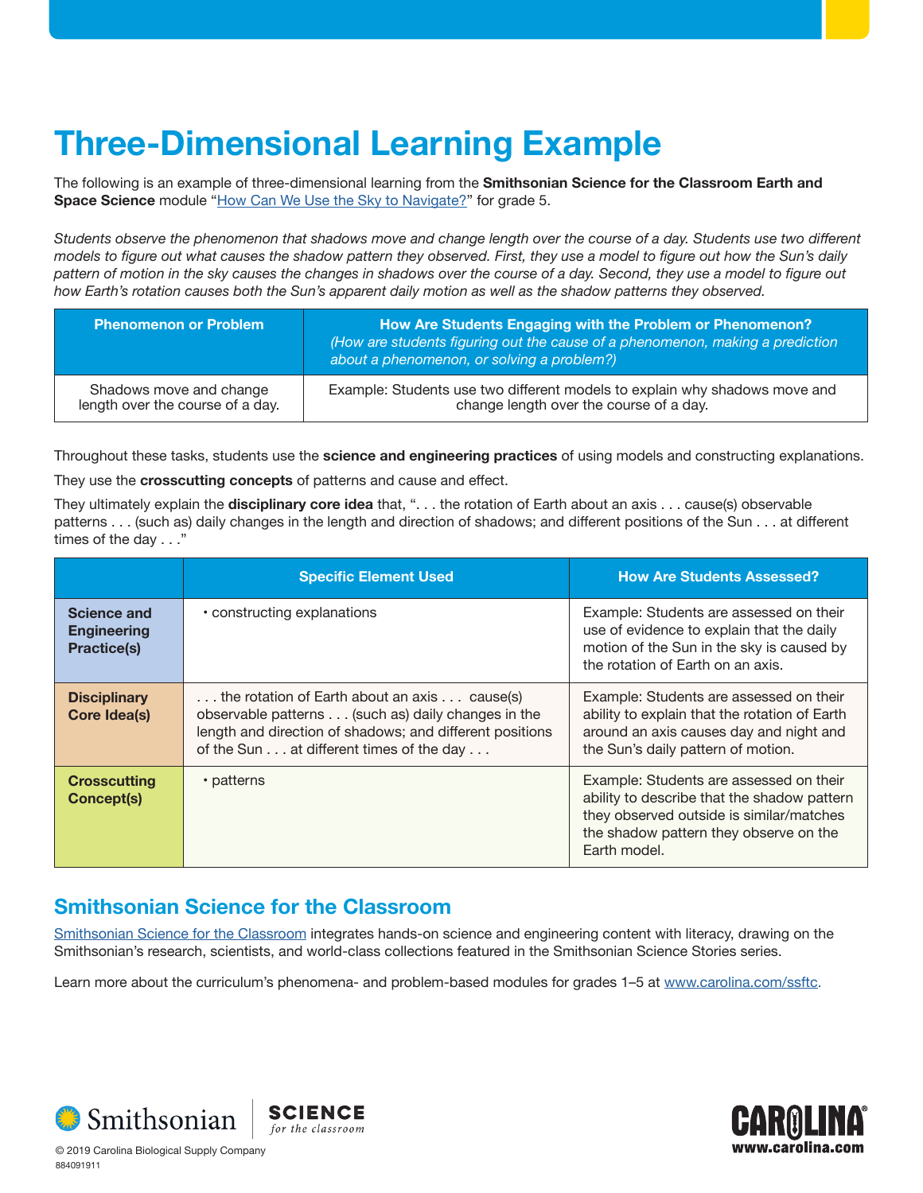# Three-Dimensional Learning Example

The following is an example of three-dimensional learning from the **Smithsonian Science for the Classroom Earth and Space Science** module "How Can We Use the Sky to Navigate?" for grade 5.

*Students observe the phenomenon that shadows move and change length over the course of a day. Students use two different models to figure out what causes the shadow pattern they observed. First, they use a model to figure out how the Sun's daily pattern of motion in the sky causes the changes in shadows over the course of a day. Second, they use a model to figure out how Earth's rotation causes both the Sun's apparent daily motion as well as the shadow patterns they observed.*

| Phenomenon or Problem | How Are Students Engaging with the Problem or Phenomenon? *(How are students figuring out the cause of a phenomenon, making a prediction about a phenomenon, or solving a problem?)* |
|---|---|
| Shadows move and change length over the course of a day. | Example: Students use two different models to explain why shadows move and change length over the course of a day. |

Throughout these tasks, students use the **science and engineering practices** of using models and constructing explanations.

They use the **crosscutting concepts** of patterns and cause and effect.

They ultimately explain the **disciplinary core idea** that, ". . . the rotation of Earth about an axis . . . cause(s) observable patterns . . . (such as) daily changes in the length and direction of shadows; and different positions of the Sun . . . at different times of the day . . ."

| | Specific Element Used | How Are Students Assessed? |
|---|---|---|
| **Science and Engineering Practice(s)** | • constructing explanations | Example: Students are assessed on their use of evidence to explain that the daily motion of the Sun in the sky is caused by the rotation of Earth on an axis. |
| **Disciplinary Core Idea(s)** | . . . the rotation of Earth about an axis . . . cause(s) observable patterns . . . (such as) daily changes in the length and direction of shadows; and different positions of the Sun . . . at different times of the day . . . | Example: Students are assessed on their ability to explain that the rotation of Earth around an axis causes day and night and the Sun's daily pattern of motion. |
| **Crosscutting Concept(s)** | • patterns | Example: Students are assessed on their ability to describe that the shadow pattern they observed outside is similar/matches the shadow pattern they observe on the Earth model. |

## Smithsonian Science for the Classroom

Smithsonian Science for the Classroom integrates hands-on science and engineering content with literacy, drawing on the Smithsonian's research, scientists, and world-class collections featured in the Smithsonian Science Stories series.

Learn more about the curriculum's phenomena- and problem-based modules for grades 1–5 at www.carolina.com/ssftc.

Smithsonian | SCIENCE for the classroom

CAROLINA® www.carolina.com

© 2019 Carolina Biological Supply Company
884091911